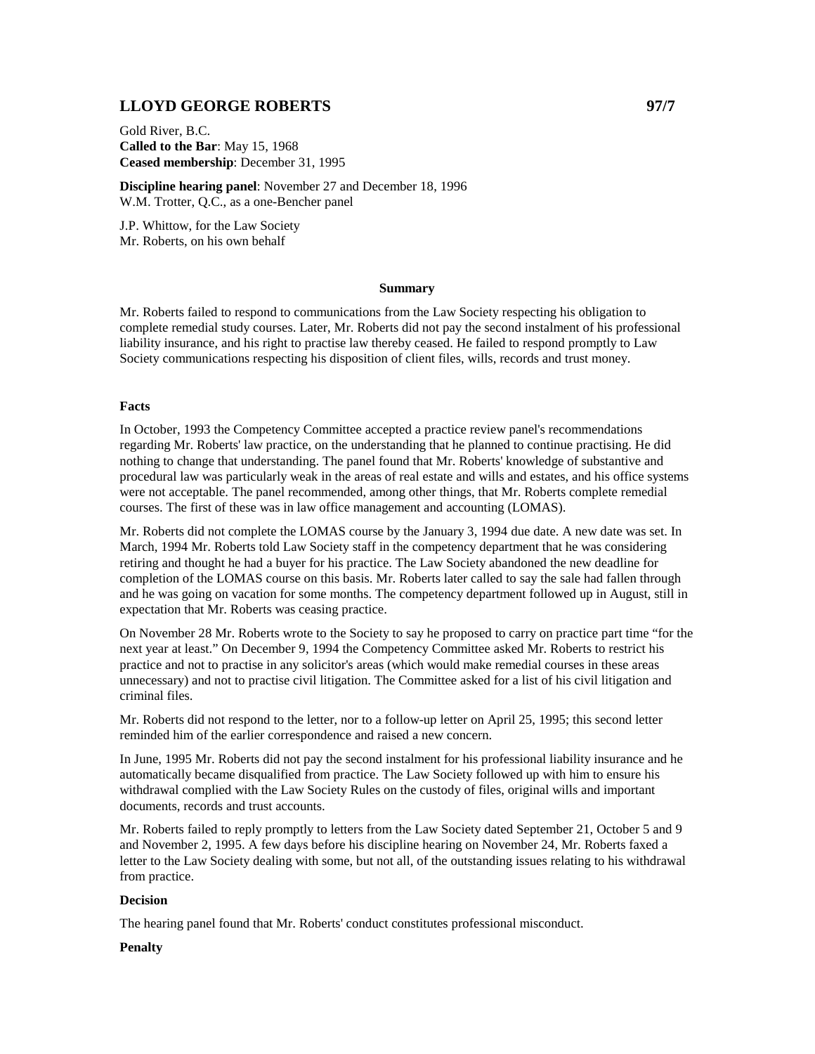# LLOYD GEORGE ROBERTS 97/7

Gold River, B.C.
**Called to the Bar**: May 15, 1968
**Ceased membership**: December 31, 1995

**Discipline hearing panel**: November 27 and December 18, 1996
W.M. Trotter, Q.C., as a one-Bencher panel

J.P. Whittow, for the Law Society
Mr. Roberts, on his own behalf

**Summary**

Mr. Roberts failed to respond to communications from the Law Society respecting his obligation to complete remedial study courses. Later, Mr. Roberts did not pay the second instalment of his professional liability insurance, and his right to practise law thereby ceased. He failed to respond promptly to Law Society communications respecting his disposition of client files, wills, records and trust money.

**Facts**

In October, 1993 the Competency Committee accepted a practice review panel's recommendations regarding Mr. Roberts' law practice, on the understanding that he planned to continue practising. He did nothing to change that understanding. The panel found that Mr. Roberts' knowledge of substantive and procedural law was particularly weak in the areas of real estate and wills and estates, and his office systems were not acceptable. The panel recommended, among other things, that Mr. Roberts complete remedial courses. The first of these was in law office management and accounting (LOMAS).

Mr. Roberts did not complete the LOMAS course by the January 3, 1994 due date. A new date was set. In March, 1994 Mr. Roberts told Law Society staff in the competency department that he was considering retiring and thought he had a buyer for his practice. The Law Society abandoned the new deadline for completion of the LOMAS course on this basis. Mr. Roberts later called to say the sale had fallen through and he was going on vacation for some months. The competency department followed up in August, still in expectation that Mr. Roberts was ceasing practice.

On November 28 Mr. Roberts wrote to the Society to say he proposed to carry on practice part time "for the next year at least." On December 9, 1994 the Competency Committee asked Mr. Roberts to restrict his practice and not to practise in any solicitor's areas (which would make remedial courses in these areas unnecessary) and not to practise civil litigation. The Committee asked for a list of his civil litigation and criminal files.

Mr. Roberts did not respond to the letter, nor to a follow-up letter on April 25, 1995; this second letter reminded him of the earlier correspondence and raised a new concern.

In June, 1995 Mr. Roberts did not pay the second instalment for his professional liability insurance and he automatically became disqualified from practice. The Law Society followed up with him to ensure his withdrawal complied with the Law Society Rules on the custody of files, original wills and important documents, records and trust accounts.

Mr. Roberts failed to reply promptly to letters from the Law Society dated September 21, October 5 and 9 and November 2, 1995. A few days before his discipline hearing on November 24, Mr. Roberts faxed a letter to the Law Society dealing with some, but not all, of the outstanding issues relating to his withdrawal from practice.

**Decision**

The hearing panel found that Mr. Roberts' conduct constitutes professional misconduct.

**Penalty**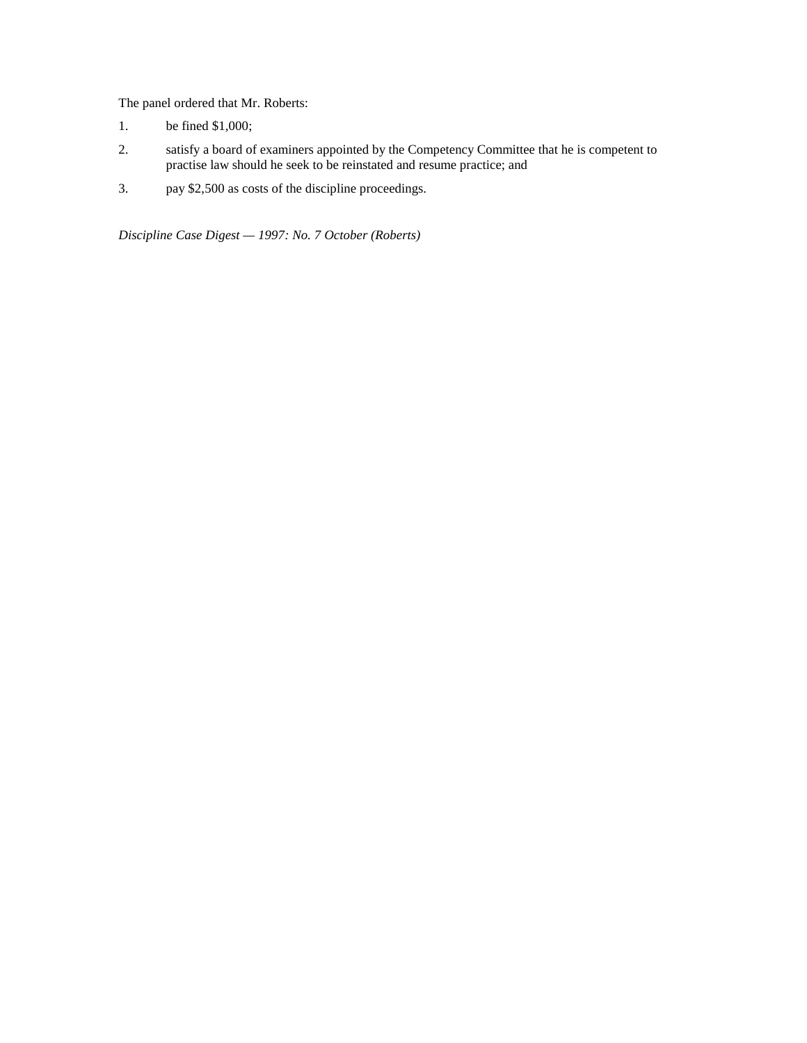The panel ordered that Mr. Roberts:

1. be fined $1,000;
2. satisfy a board of examiners appointed by the Competency Committee that he is competent to practise law should he seek to be reinstated and resume practice; and
3. pay $2,500 as costs of the discipline proceedings.

*Discipline Case Digest — 1997: No. 7 October (Roberts)*